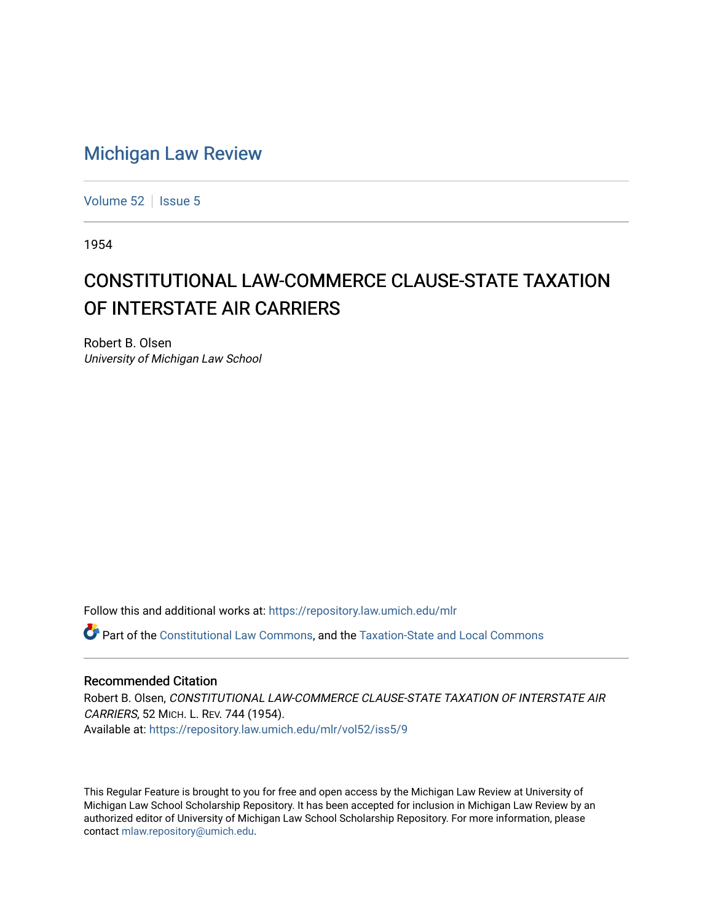# Michigan Law Review

Volume 52 | Issue 5

1954

## CONSTITUTIONAL LAW-COMMERCE CLAUSE-STATE TAXATION OF INTERSTATE AIR CARRIERS

Robert B. Olsen
*University of Michigan Law School*

Follow this and additional works at: https://repository.law.umich.edu/mlr

Part of the Constitutional Law Commons, and the Taxation-State and Local Commons

### Recommended Citation

Robert B. Olsen, *CONSTITUTIONAL LAW-COMMERCE CLAUSE-STATE TAXATION OF INTERSTATE AIR CARRIERS*, 52 MICH. L. REV. 744 (1954).
Available at: https://repository.law.umich.edu/mlr/vol52/iss5/9

This Regular Feature is brought to you for free and open access by the Michigan Law Review at University of Michigan Law School Scholarship Repository. It has been accepted for inclusion in Michigan Law Review by an authorized editor of University of Michigan Law School Scholarship Repository. For more information, please contact mlaw.repository@umich.edu.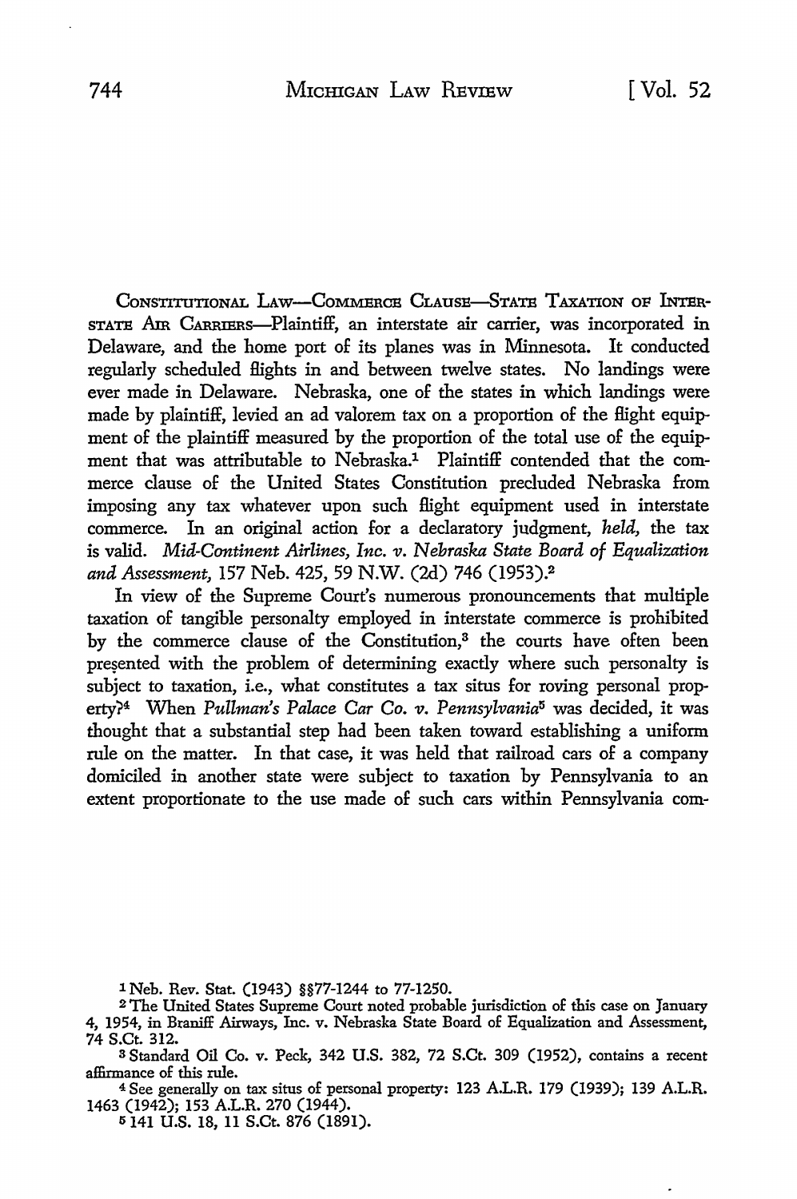CONSTITUTIONAL LAW—COMMERCE CLAUSE—STATE TAXATION OF INTERSTATE AIR CARRIERS—Plaintiff, an interstate air carrier, was incorporated in Delaware, and the home port of its planes was in Minnesota. It conducted regularly scheduled flights in and between twelve states. No landings were ever made in Delaware. Nebraska, one of the states in which landings were made by plaintiff, levied an ad valorem tax on a proportion of the flight equipment of the plaintiff measured by the proportion of the total use of the equipment that was attributable to Nebraska.[1] Plaintiff contended that the commerce clause of the United States Constitution precluded Nebraska from imposing any tax whatever upon such flight equipment used in interstate commerce. In an original action for a declaratory judgment, *held,* the tax is valid. *Mid-Continent Airlines, Inc. v. Nebraska State Board of Equalization and Assessment,* 157 Neb. 425, 59 N.W. (2d) 746 (1953).[2]

In view of the Supreme Court's numerous pronouncements that multiple taxation of tangible personalty employed in interstate commerce is prohibited by the commerce clause of the Constitution,[3] the courts have often been presented with the problem of determining exactly where such personalty is subject to taxation, i.e., what constitutes a tax situs for roving personal property?[4] When *Pullman's Palace Car Co. v. Pennsylvania*[5] was decided, it was thought that a substantial step had been taken toward establishing a uniform rule on the matter. In that case, it was held that railroad cars of a company domiciled in another state were subject to taxation by Pennsylvania to an extent proportionate to the use made of such cars within Pennsylvania com-

---

[1] Neb. Rev. Stat. (1943) §§77-1244 to 77-1250.

[2] The United States Supreme Court noted probable jurisdiction of this case on January 4, 1954, in Braniff Airways, Inc. v. Nebraska State Board of Equalization and Assessment, 74 S.Ct. 312.

[3] Standard Oil Co. v. Peck, 342 U.S. 382, 72 S.Ct. 309 (1952), contains a recent affirmance of this rule.

[4] See generally on tax situs of personal property: 123 A.L.R. 179 (1939); 139 A.L.R. 1463 (1942); 153 A.L.R. 270 (1944).

[5] 141 U.S. 18, 11 S.Ct. 876 (1891).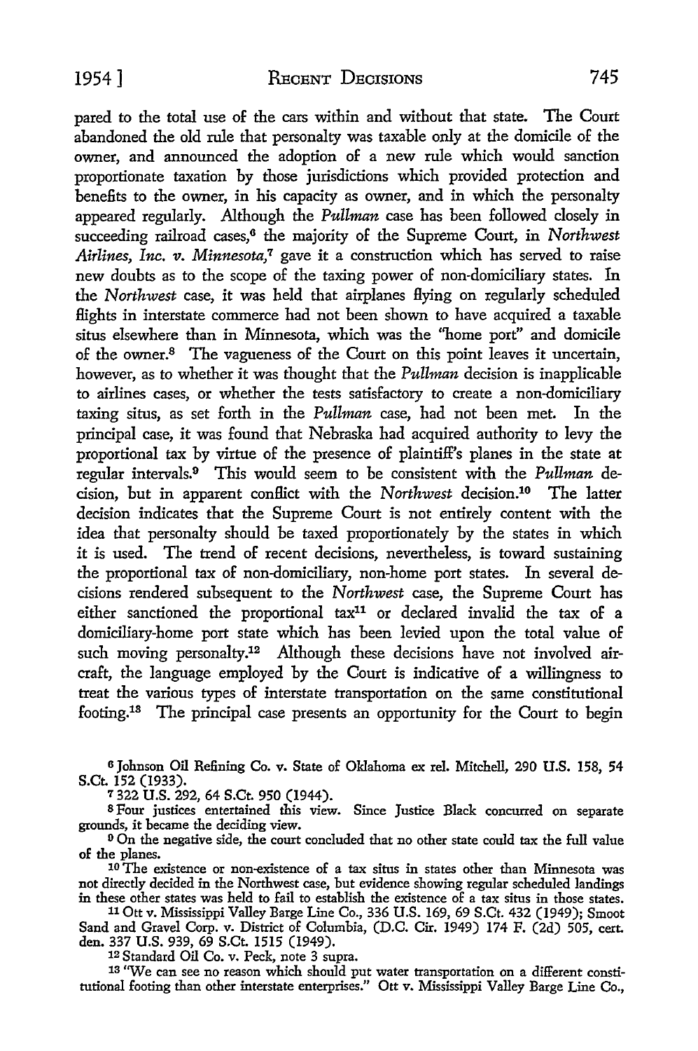pared to the total use of the cars within and without that state. The Court abandoned the old rule that personalty was taxable only at the domicile of the owner, and announced the adoption of a new rule which would sanction proportionate taxation by those jurisdictions which provided protection and benefits to the owner, in his capacity as owner, and in which the personalty appeared regularly. Although the *Pullman* case has been followed closely in succeeding railroad cases,[6] the majority of the Supreme Court, in *Northwest Airlines, Inc. v. Minnesota*,[7] gave it a construction which has served to raise new doubts as to the scope of the taxing power of non-domiciliary states. In the *Northwest* case, it was held that airplanes flying on regularly scheduled flights in interstate commerce had not been shown to have acquired a taxable situs elsewhere than in Minnesota, which was the "home port" and domicile of the owner.[8] The vagueness of the Court on this point leaves it uncertain, however, as to whether it was thought that the *Pullman* decision is inapplicable to airlines cases, or whether the tests satisfactory to create a non-domiciliary taxing situs, as set forth in the *Pullman* case, had not been met. In the principal case, it was found that Nebraska had acquired authority to levy the proportional tax by virtue of the presence of plaintiff's planes in the state at regular intervals.[9] This would seem to be consistent with the *Pullman* decision, but in apparent conflict with the *Northwest* decision.[10] The latter decision indicates that the Supreme Court is not entirely content with the idea that personalty should be taxed proportionately by the states in which it is used. The trend of recent decisions, nevertheless, is toward sustaining the proportional tax of non-domiciliary, non-home port states. In several decisions rendered subsequent to the *Northwest* case, the Supreme Court has either sanctioned the proportional tax[11] or declared invalid the tax of a domiciliary-home port state which has been levied upon the total value of such moving personalty.[12] Although these decisions have not involved aircraft, the language employed by the Court is indicative of a willingness to treat the various types of interstate transportation on the same constitutional footing.[13] The principal case presents an opportunity for the Court to begin

[6] Johnson Oil Refining Co. v. State of Oklahoma ex rel. Mitchell, 290 U.S. 158, 54 S.Ct. 152 (1933).

[7] 322 U.S. 292, 64 S.Ct. 950 (1944).

[8] Four justices entertained this view. Since Justice Black concurred on separate grounds, it became the deciding view.

[9] On the negative side, the court concluded that no other state could tax the full value of the planes.

[10] The existence or non-existence of a tax situs in states other than Minnesota was not directly decided in the Northwest case, but evidence showing regular scheduled landings in these other states was held to fail to establish the existence of a tax situs in those states.

[11] Ott v. Mississippi Valley Barge Line Co., 336 U.S. 169, 69 S.Ct. 432 (1949); Smoot Sand and Gravel Corp. v. District of Columbia, (D.C. Cir. 1949) 174 F. (2d) 505, cert. den. 337 U.S. 939, 69 S.Ct. 1515 (1949).

[12] Standard Oil Co. v. Peck, note 3 supra.

[13] "We can see no reason which should put water transportation on a different constitutional footing than other interstate enterprises." Ott v. Mississippi Valley Barge Line Co.,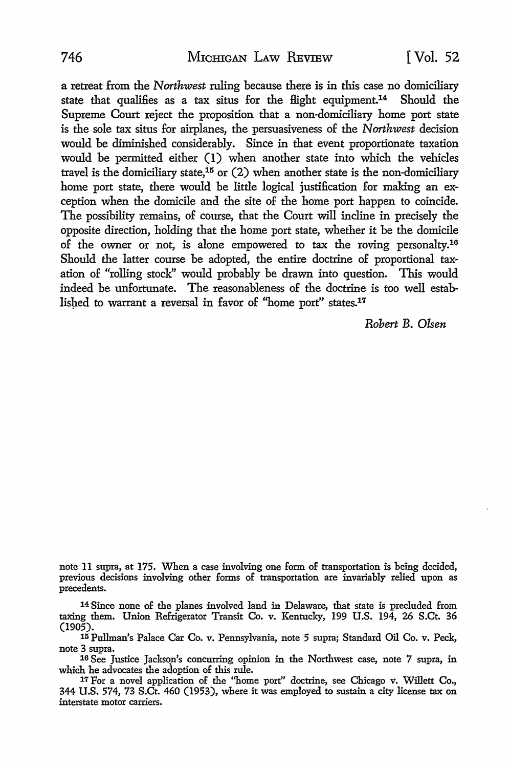a retreat from the *Northwest* ruling because there is in this case no domiciliary state that qualifies as a tax situs for the flight equipment.[14] Should the Supreme Court reject the proposition that a non-domiciliary home port state is the sole tax situs for airplanes, the persuasiveness of the *Northwest* decision would be diminished considerably. Since in that event proportionate taxation would be permitted either (1) when another state into which the vehicles travel is the domiciliary state,[15] or (2) when another state is the non-domiciliary home port state, there would be little logical justification for making an exception when the domicile and the site of the home port happen to coincide. The possibility remains, of course, that the Court will incline in precisely the opposite direction, holding that the home port state, whether it be the domicile of the owner or not, is alone empowered to tax the roving personalty.[16] Should the latter course be adopted, the entire doctrine of proportional taxation of "rolling stock" would probably be drawn into question. This would indeed be unfortunate. The reasonableness of the doctrine is too well established to warrant a reversal in favor of "home port" states.[17]

*Robert B. Olsen*

---

note 11 supra, at 175. When a case involving one form of transportation is being decided, previous decisions involving other forms of transportation are invariably relied upon as precedents.

[14] Since none of the planes involved land in Delaware, that state is precluded from taxing them. Union Refrigerator Transit Co. v. Kentucky, 199 U.S. 194, 26 S.Ct. 36 (1905).

[15] Pullman's Palace Car Co. v. Pennsylvania, note 5 supra; Standard Oil Co. v. Peck, note 3 supra.

[16] See Justice Jackson's concurring opinion in the Northwest case, note 7 supra, in which he advocates the adoption of this rule.

[17] For a novel application of the "home port" doctrine, see Chicago v. Willett Co., 344 U.S. 574, 73 S.Ct. 460 (1953), where it was employed to sustain a city license tax on interstate motor carriers.